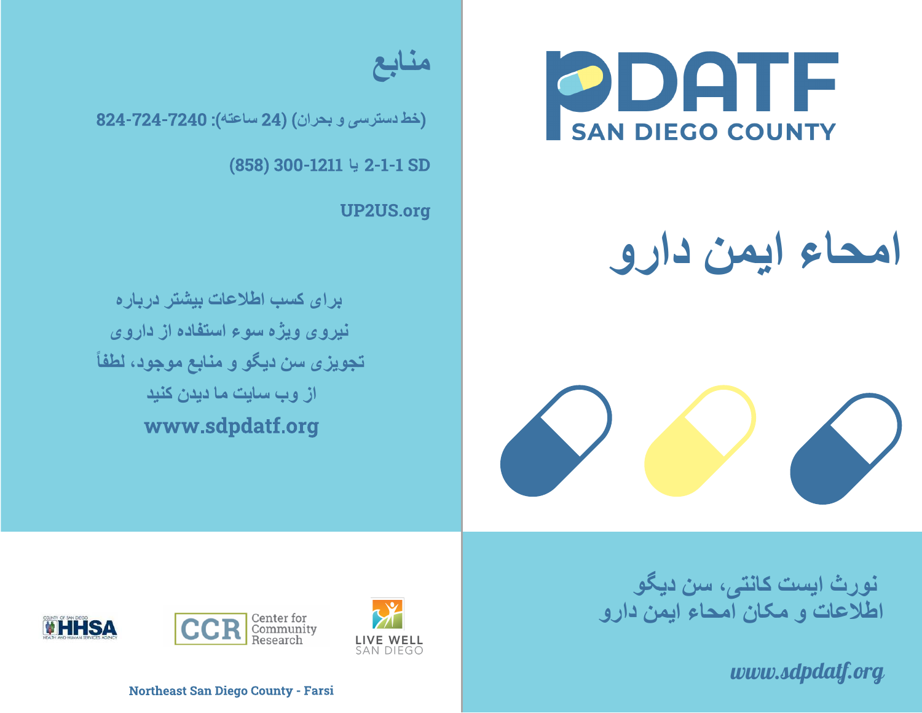# PDATF
SAN DIEGO COUNTY

# امحاء ایمن دارو

نورث ایست کانتی، سن دیگو
اطلاعات و مکان امحاء ایمن دارو

*www.sdpdatf.org*

## منابع

(خط دسترسی و بحران) (24 ساعته): 824-724-7240

2-1-1 SD یا 1211-300 (858)

UP2US.org

برای کسب اطلاعات بیشتر درباره
نیروی ویژه سوء استفاده از داروی
تجویزی سن دیگو و منابع موجود، لطفاً
از وب سایت ما دیدن کنید

**www.sdpdatf.org**

COUNTY OF SAN DIEGO HHSA HEALTH AND HUMAN SERVICES AGENCY

CCR Center for Community Research

LIVE WELL SAN DIEGO

Northeast San Diego County - Farsi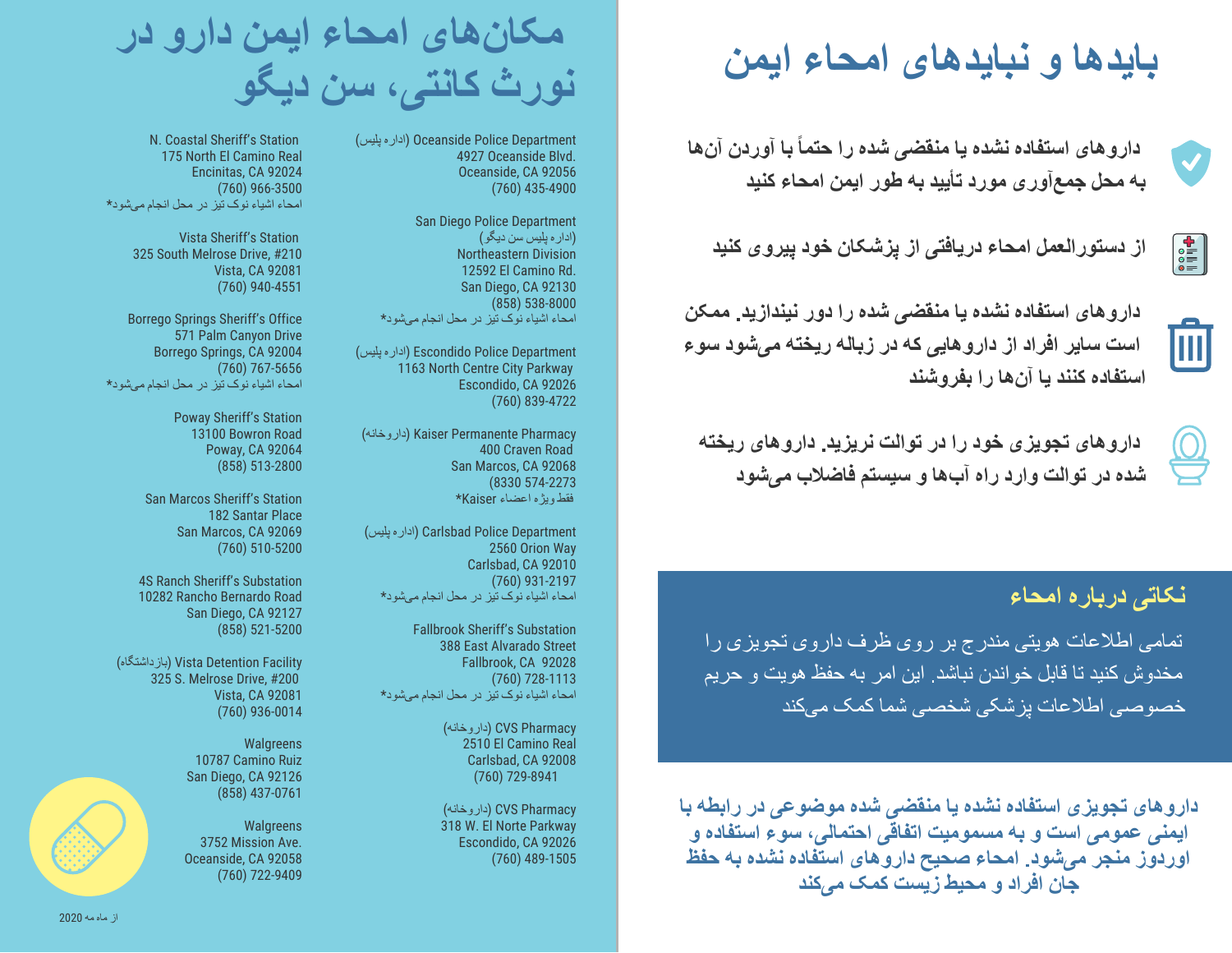# بایدها و نبایدهای امحاء ایمن

داروهای استفاده نشده یا منقضی شده را حتماً با آوردن آن‌ها به محل جمع‌آوری مورد تأیید به طور ایمن امحاء کنید

از دستورالعمل امحاء دریافتی از پزشکان خود پیروی کنید

داروهای استفاده نشده یا منقضی شده را دور نیندازید. ممکن است سایر افراد از داروهایی که در زباله ریخته می‌شود سوء استفاده کنند یا آن‌ها را بفروشند

داروهای تجویزی خود را در توالت نریزید. داروهای ریخته شده در توالت وارد راه آب‌ها و سیستم فاضلاب می‌شود

## نکاتی درباره امحاء

تمامی اطلاعات هویتی مندرج بر روی ظرف داروی تجویزی را مخدوش کنید تا قابل خواندن نباشد. این امر به حفظ هویت و حریم خصوصی اطلاعات پزشکی شخصی شما کمک می‌کند

**داروهای تجویزی استفاده نشده یا منقضی شده موضوعی در رابطه با ایمنی عمومی است و به مسمومیت اتفاقی احتمالی، سوء استفاده و اوردوز منجر می‌شود. امحاء صحیح داروهای استفاده نشده به حفظ جان افراد و محیط زیست کمک می‌کند**

# مکان‌های امحاء ایمن دارو در نورث کانتی، سن دیگو

Oceanside Police Department (اداره پلیس)
4927 Oceanside Blvd.
Oceanside, CA 92056
(760) 435-4900

San Diego Police Department
(اداره پلیس سن دیگو)
Northeastern Division
12592 El Camino Rd.
San Diego, CA 92130
(858) 538-8000
امحاء اشیاء نوک تیز در محل انجام می‌شود*

Escondido Police Department (اداره پلیس)
1163 North Centre City Parkway
Escondido, CA 92026
(760) 839-4722

Kaiser Permanente Pharmacy (داروخانه)
400 Craven Road
San Marcos, CA 92068
(8330 574-2273
فقط ویژه اعضاء Kaiser*

Carlsbad Police Department (اداره پلیس)
2560 Orion Way
Carlsbad, CA 92010
(760) 931-2197
امحاء اشیاء نوک تیز در محل انجام می‌شود*

Fallbrook Sheriff's Substation
388 East Alvarado Street
Fallbrook, CA 92028
(760) 728-1113
امحاء اشیاء نوک تیز در محل انجام می‌شود*

CVS Pharmacy (داروخانه)
2510 El Camino Real
Carlsbad, CA 92008
(760) 729-8941

CVS Pharmacy (داروخانه)
318 W. El Norte Parkway
Escondido, CA 92026
(760) 489-1505

N. Coastal Sheriff's Station
175 North El Camino Real
Encinitas, CA 92024
(760) 966-3500
امحاء اشیاء نوک تیز در محل انجام می‌شود*

Vista Sheriff's Station
325 South Melrose Drive, #210
Vista, CA 92081
(760) 940-4551

Borrego Springs Sheriff's Office
571 Palm Canyon Drive
Borrego Springs, CA 92004
(760) 767-5656
امحاء اشیاء نوک تیز در محل انجام می‌شود*

Poway Sheriff's Station
13100 Bowron Road
Poway, CA 92064
(858) 513-2800

San Marcos Sheriff's Station
182 Santar Place
San Marcos, CA 92069
(760) 510-5200

4S Ranch Sheriff's Substation
10282 Rancho Bernardo Road
San Diego, CA 92127
(858) 521-5200

Vista Detention Facility (بازداشتگاه)
325 S. Melrose Drive, #200
Vista, CA 92081
(760) 936-0014

Walgreens
10787 Camino Ruiz
San Diego, CA 92126
(858) 437-0761

Walgreens
3752 Mission Ave.
Oceanside, CA 92058
(760) 722-9409

از ماه مه 2020